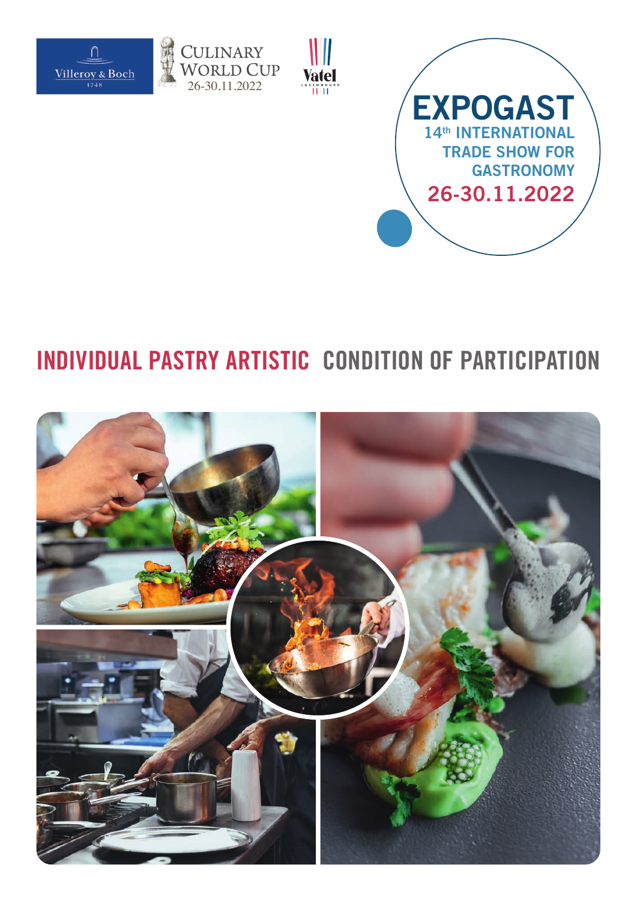Villeroy & Boch 1748

CULINARY WORLD CUP 26-30.11.2022

Vatel LUXEMBOURG

# EXPOGAST

**14th INTERNATIONAL TRADE SHOW FOR GASTRONOMY**

**26-30.11.2022**

## INDIVIDUAL PASTRY ARTISTIC CONDITION OF PARTICIPATION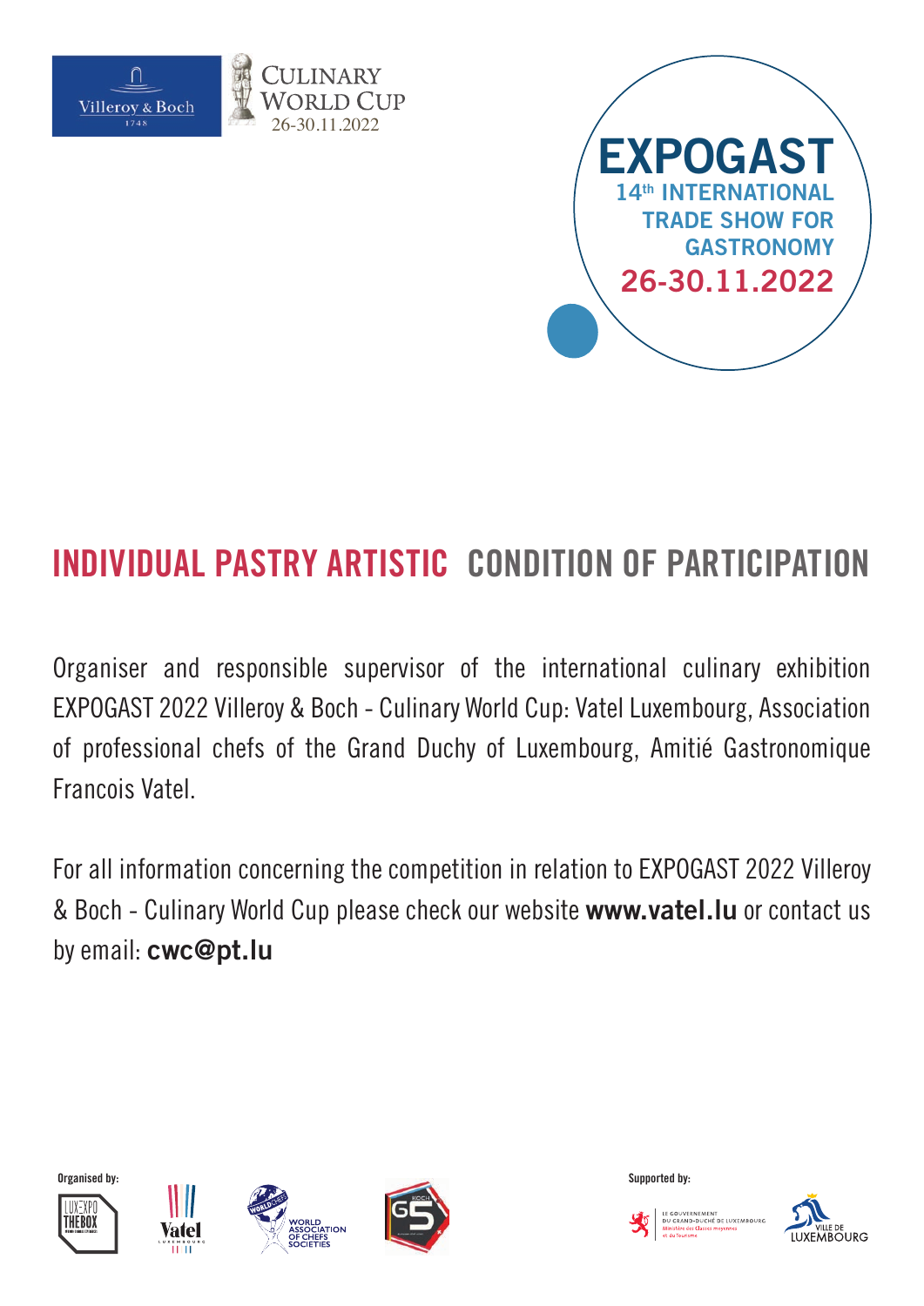Villeroy & Boch

CULINARY WORLD CUP
26-30.11.2022

# EXPOGAST

14th INTERNATIONAL TRADE SHOW FOR GASTRONOMY

26-30.11.2022

## INDIVIDUAL PASTRY ARTISTIC CONDITION OF PARTICIPATION

Organiser and responsible supervisor of the international culinary exhibition EXPOGAST 2022 Villeroy & Boch - Culinary World Cup: Vatel Luxembourg, Association of professional chefs of the Grand Duchy of Luxembourg, Amitié Gastronomique Francois Vatel.

For all information concerning the competition in relation to EXPOGAST 2022 Villeroy & Boch - Culinary World Cup please check our website **www.vatel.lu** or contact us by email: **cwc@pt.lu**

**Organised by:** LUXEXPO THE BOX, Vatel Luxembourg, World Association of Chefs Societies, Koch G5

**Supported by:** Le Gouvernement du Grand-Duché de Luxembourg, Ministère des Classes moyennes et du Tourisme; Ville de Luxembourg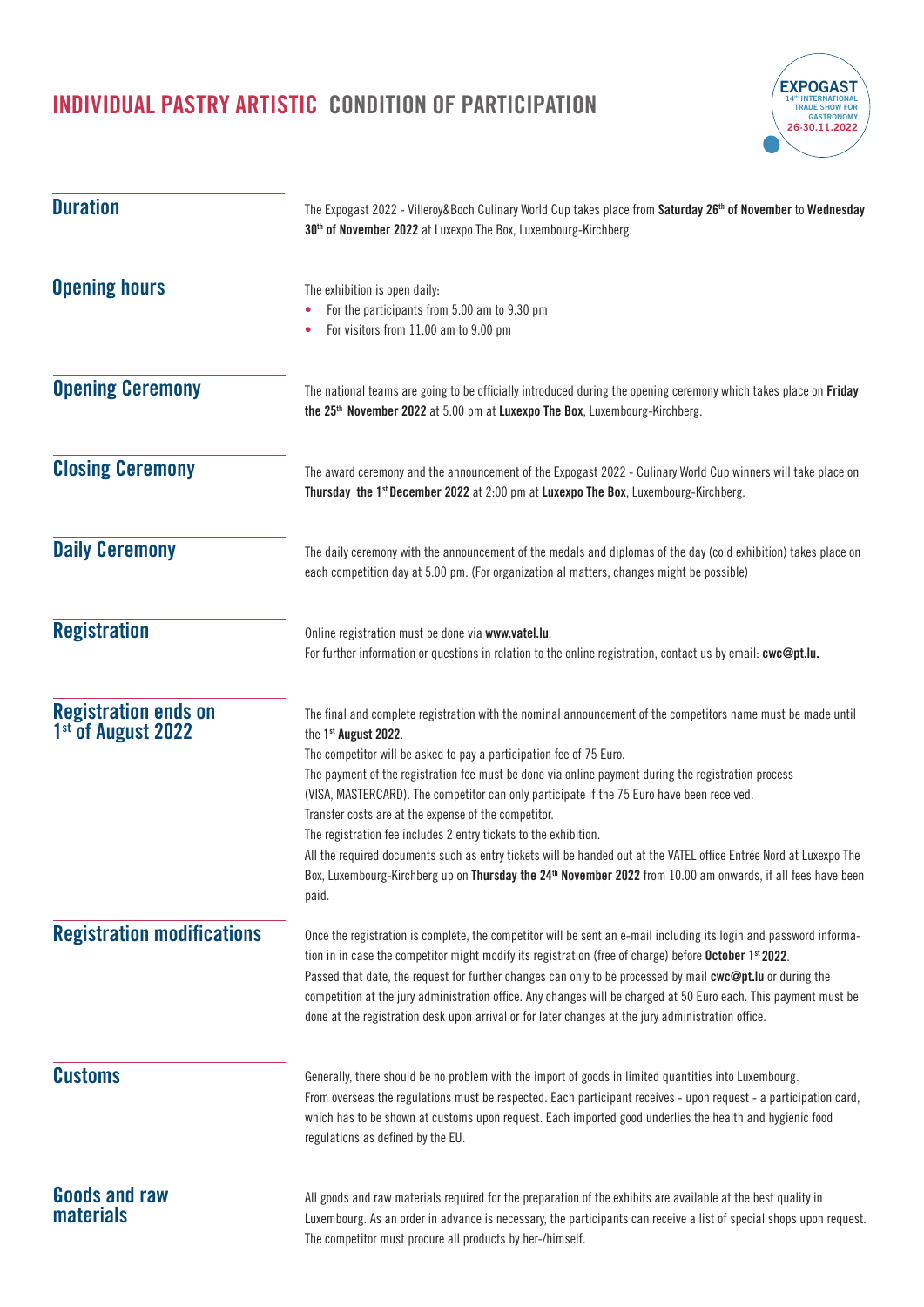# INDIVIDUAL PASTRY ARTISTIC CONDITION OF PARTICIPATION

EXPOGAST
14th INTERNATIONAL TRADE SHOW FOR GASTRONOMY
26-30.11.2022

## Duration

The Expogast 2022 - Villeroy&Boch Culinary World Cup takes place from **Saturday 26th of November** to **Wednesday 30th of November 2022** at Luxexpo The Box, Luxembourg-Kirchberg.

## Opening hours

The exhibition is open daily:

- For the participants from 5.00 am to 9.30 pm
- For visitors from 11.00 am to 9.00 pm

## Opening Ceremony

The national teams are going to be officially introduced during the opening ceremony which takes place on **Friday the 25th November 2022** at 5.00 pm at **Luxexpo The Box**, Luxembourg-Kirchberg.

## Closing Ceremony

The award ceremony and the announcement of the Expogast 2022 - Culinary World Cup winners will take place on **Thursday the 1st December 2022** at 2:00 pm at **Luxexpo The Box**, Luxembourg-Kirchberg.

## Daily Ceremony

The daily ceremony with the announcement of the medals and diplomas of the day (cold exhibition) takes place on each competition day at 5.00 pm. (For organization al matters, changes might be possible)

## Registration

Online registration must be done via **www.vatel.lu**.
For further information or questions in relation to the online registration, contact us by email: **cwc@pt.lu.**

## Registration ends on 1st of August 2022

The final and complete registration with the nominal announcement of the competitors name must be made until the **1st August 2022**.
The competitor will be asked to pay a participation fee of 75 Euro.
The payment of the registration fee must be done via online payment during the registration process (VISA, MASTERCARD). The competitor can only participate if the 75 Euro have been received.
Transfer costs are at the expense of the competitor.
The registration fee includes 2 entry tickets to the exhibition.
All the required documents such as entry tickets will be handed out at the VATEL office Entrée Nord at Luxexpo The Box, Luxembourg-Kirchberg up on **Thursday the 24th November 2022** from 10.00 am onwards, if all fees have been paid.

## Registration modifications

Once the registration is complete, the competitor will be sent an e-mail including its login and password information in in case the competitor might modify its registration (free of charge) before **October 1st 2022**.
Passed that date, the request for further changes can only to be processed by mail **cwc@pt.lu** or during the competition at the jury administration office. Any changes will be charged at 50 Euro each. This payment must be done at the registration desk upon arrival or for later changes at the jury administration office.

## Customs

Generally, there should be no problem with the import of goods in limited quantities into Luxembourg.
From overseas the regulations must be respected. Each participant receives - upon request - a participation card, which has to be shown at customs upon request. Each imported good underlies the health and hygienic food regulations as defined by the EU.

## Goods and raw materials

All goods and raw materials required for the preparation of the exhibits are available at the best quality in Luxembourg. As an order in advance is necessary, the participants can receive a list of special shops upon request. The competitor must procure all products by her-/himself.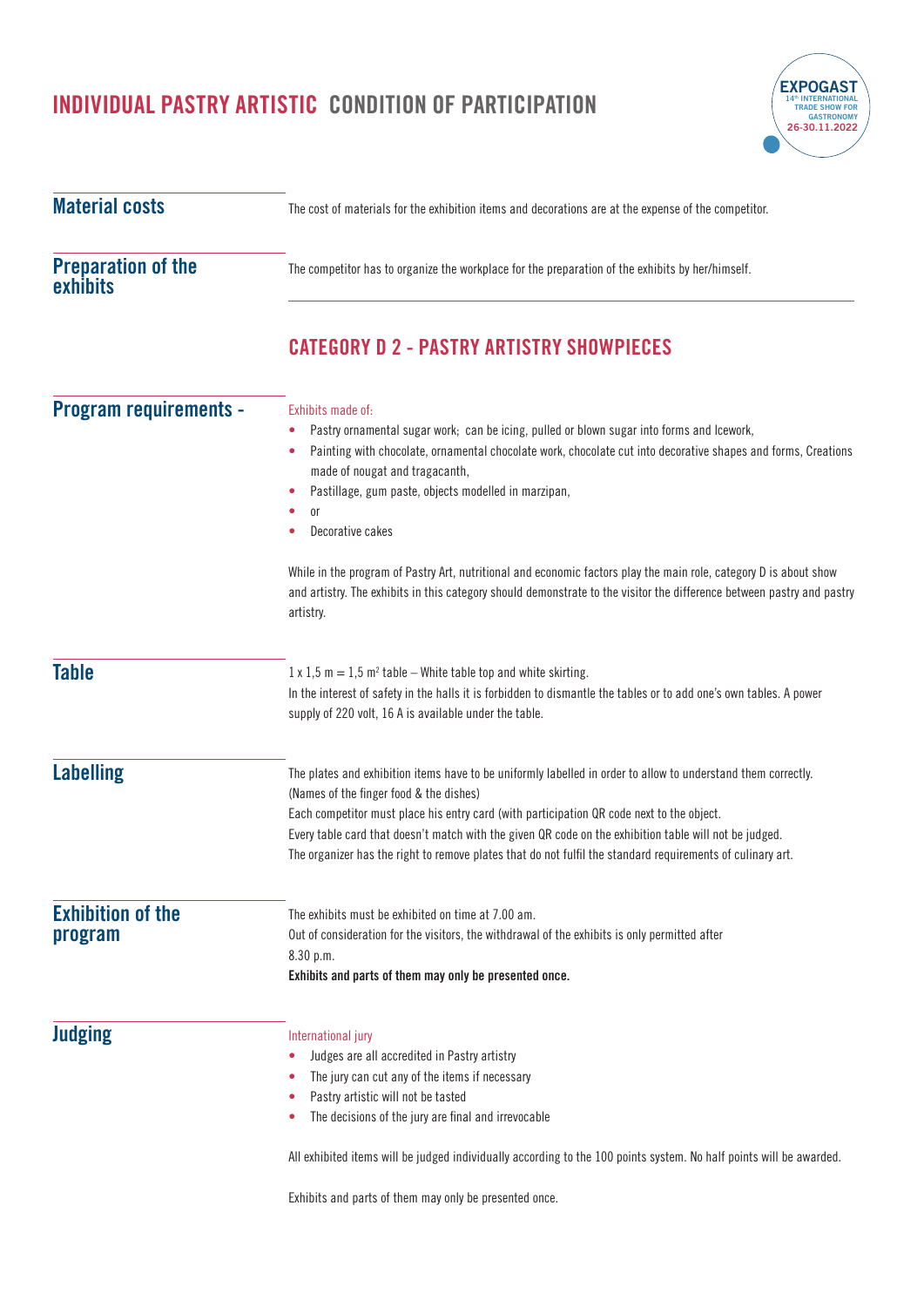# INDIVIDUAL PASTRY ARTISTIC CONDITION OF PARTICIPATION

## Material costs

The cost of materials for the exhibition items and decorations are at the expense of the competitor.

## Preparation of the exhibits

The competitor has to organize the workplace for the preparation of the exhibits by her/himself.

## CATEGORY D 2 - PASTRY ARTISTRY SHOWPIECES

## Program requirements -

Exhibits made of:

- Pastry ornamental sugar work; can be icing, pulled or blown sugar into forms and Icework,
- Painting with chocolate, ornamental chocolate work, chocolate cut into decorative shapes and forms, Creations made of nougat and tragacanth,
- Pastillage, gum paste, objects modelled in marzipan,
- or
- Decorative cakes

While in the program of Pastry Art, nutritional and economic factors play the main role, category D is about show and artistry. The exhibits in this category should demonstrate to the visitor the difference between pastry and pastry artistry.

## Table

1 x 1,5 m = 1,5 m² table – White table top and white skirting.
In the interest of safety in the halls it is forbidden to dismantle the tables or to add one's own tables. A power supply of 220 volt, 16 A is available under the table.

## Labelling

The plates and exhibition items have to be uniformly labelled in order to allow to understand them correctly. (Names of the finger food & the dishes)
Each competitor must place his entry card (with participation QR code next to the object.
Every table card that doesn't match with the given QR code on the exhibition table will not be judged.
The organizer has the right to remove plates that do not fulfil the standard requirements of culinary art.

## Exhibition of the program

The exhibits must be exhibited on time at 7.00 am.
Out of consideration for the visitors, the withdrawal of the exhibits is only permitted after 8.30 p.m.
**Exhibits and parts of them may only be presented once.**

## Judging

International jury

- Judges are all accredited in Pastry artistry
- The jury can cut any of the items if necessary
- Pastry artistic will not be tasted
- The decisions of the jury are final and irrevocable

All exhibited items will be judged individually according to the 100 points system. No half points will be awarded.

Exhibits and parts of them may only be presented once.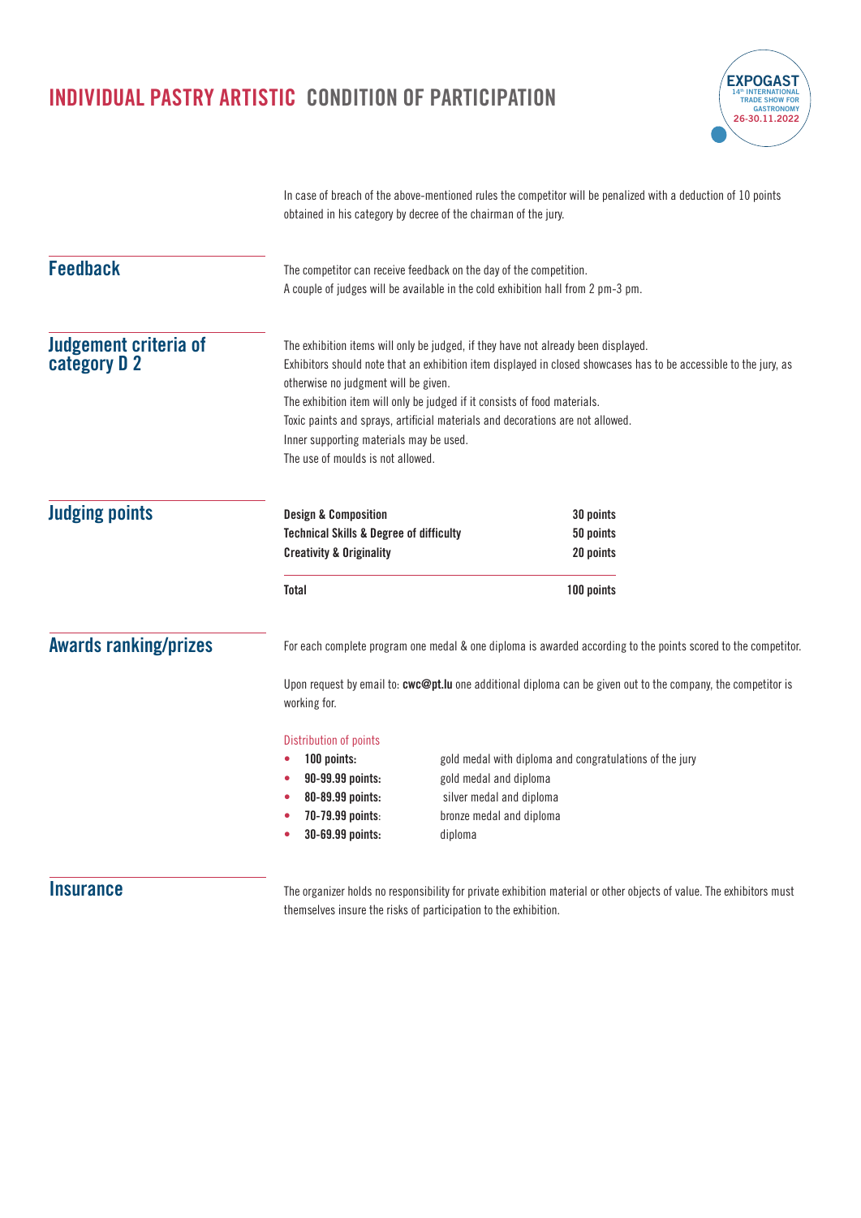# INDIVIDUAL PASTRY ARTISTIC CONDITION OF PARTICIPATION

In case of breach of the above-mentioned rules the competitor will be penalized with a deduction of 10 points obtained in his category by decree of the chairman of the jury.

## Feedback

The competitor can receive feedback on the day of the competition.
A couple of judges will be available in the cold exhibition hall from 2 pm-3 pm.

## Judgement criteria of category D 2

The exhibition items will only be judged, if they have not already been displayed.
Exhibitors should note that an exhibition item displayed in closed showcases has to be accessible to the jury, as otherwise no judgment will be given.
The exhibition item will only be judged if it consists of food materials.
Toxic paints and sprays, artificial materials and decorations are not allowed.
Inner supporting materials may be used.
The use of moulds is not allowed.

## Judging points

| | |
|---|---|
| **Design & Composition** | **30 points** |
| **Technical Skills & Degree of difficulty** | **50 points** |
| **Creativity & Originality** | **20 points** |
| **Total** | **100 points** |

## Awards ranking/prizes

For each complete program one medal & one diploma is awarded according to the points scored to the competitor.

Upon request by email to: **cwc@pt.lu** one additional diploma can be given out to the company, the competitor is working for.

Distribution of points

- **100 points:** gold medal with diploma and congratulations of the jury
- **90-99.99 points:** gold medal and diploma
- **80-89.99 points:** silver medal and diploma
- **70-79.99 points**: bronze medal and diploma
- **30-69.99 points:** diploma

## Insurance

The organizer holds no responsibility for private exhibition material or other objects of value. The exhibitors must themselves insure the risks of participation to the exhibition.